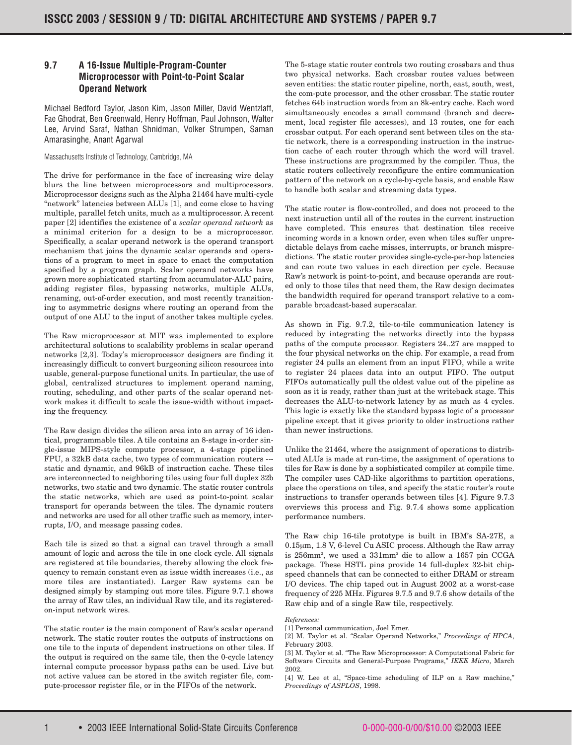## 9.7 A 16-Issue Multiple-Program-Counter Microprocessor with Point-to-Point Scalar Operand Network

Michael Bedford Taylor, Jason Kim, Jason Miller, David Wentzlaff, Fae Ghodrat, Ben Greenwald, Henry Hoffman, Paul Johnson, Walter Lee, Arvind Saraf, Nathan Shnidman, Volker Strumpen, Saman Amarasinghe, Anant Agarwal

Massachusetts Institute of Technology, Cambridge, MA

The drive for performance in the face of increasing wire delay blurs the line between microprocessors and multiprocessors. Microprocessor designs such as the Alpha 21464 have multi-cycle "network" latencies between ALUs [1], and come close to having multiple, parallel fetch units, much as a multiprocessor. A recent paper [2] identifies the existence of a *scalar operand network* as a minimal criterion for a design to be a microprocessor. Specifically, a scalar operand network is the operand transport mechanism that joins the dynamic scalar operands and operations of a program to meet in space to enact the computation specified by a program graph. Scalar operand networks have grown more sophisticated starting from accumulator-ALU pairs, adding register files, bypassing networks, multiple ALUs, renaming, out-of-order execution, and most recently transitioning to asymmetric designs where routing an operand from the output of one ALU to the input of another takes multiple cycles.

The Raw microprocessor at MIT was implemented to explore architectural solutions to scalability problems in scalar operand networks [2,3]. Today's microprocessor designers are finding it increasingly difficult to convert burgeoning silicon resources into usable, general-purpose functional units. In particular, the use of global, centralized structures to implement operand naming, routing, scheduling, and other parts of the scalar operand network makes it difficult to scale the issue-width without impacting the frequency.

The Raw design divides the silicon area into an array of 16 identical, programmable tiles. A tile contains an 8-stage in-order single-issue MIPS-style compute processor, a 4-stage pipelined FPU, a 32kB data cache, two types of communication routers --- static and dynamic, and 96kB of instruction cache. These tiles are interconnected to neighboring tiles using four full duplex 32b networks, two static and two dynamic. The static router controls the static networks, which are used as point-to-point scalar transport for operands between the tiles. The dynamic routers and networks are used for all other traffic such as memory, interrupts, I/O, and message passing codes.

Each tile is sized so that a signal can travel through a small amount of logic and across the tile in one clock cycle. All signals are registered at tile boundaries, thereby allowing the clock frequency to remain constant even as issue width increases (i.e., as more tiles are instantiated). Larger Raw systems can be designed simply by stamping out more tiles. Figure 9.7.1 shows the array of Raw tiles, an individual Raw tile, and its registered-on-input network wires.

The static router is the main component of Raw's scalar operand network. The static router routes the outputs of instructions on one tile to the inputs of dependent instructions on other tiles. If the output is required on the same tile, then the 0-cycle latency internal compute processor bypass paths can be used. Live but not active values can be stored in the switch register file, compute-processor register file, or in the FIFOs of the network.

The 5-stage static router controls two routing crossbars and thus two physical networks. Each crossbar routes values between seven entities: the static router pipeline, north, east, south, west, the com-pute processor, and the other crossbar. The static router fetches 64b instruction words from an 8k-entry cache. Each word simultaneously encodes a small command (branch and decrement, local register file accesses), and 13 routes, one for each crossbar output. For each operand sent between tiles on the static network, there is a corresponding instruction in the instruction cache of each router through which the word will travel. These instructions are programmed by the compiler. Thus, the static routers collectively reconfigure the entire communication pattern of the network on a cycle-by-cycle basis, and enable Raw to handle both scalar and streaming data types.

The static router is flow-controlled, and does not proceed to the next instruction until all of the routes in the current instruction have completed. This ensures that destination tiles receive incoming words in a known order, even when tiles suffer unpredictable delays from cache misses, interrupts, or branch mispredictions. The static router provides single-cycle-per-hop latencies and can route two values in each direction per cycle. Because Raw's network is point-to-point, and because operands are routed only to those tiles that need them, the Raw design decimates the bandwidth required for operand transport relative to a comparable broadcast-based superscalar.

As shown in Fig. 9.7.2, tile-to-tile communication latency is reduced by integrating the networks directly into the bypass paths of the compute processor. Registers 24..27 are mapped to the four physical networks on the chip. For example, a read from register 24 pulls an element from an input FIFO, while a write to register 24 places data into an output FIFO. The output FIFOs automatically pull the oldest value out of the pipeline as soon as it is ready, rather than just at the writeback stage. This decreases the ALU-to-network latency by as much as 4 cycles. This logic is exactly like the standard bypass logic of a processor pipeline except that it gives priority to older instructions rather than newer instructions.

Unlike the 21464, where the assignment of operations to distributed ALUs is made at run-time, the assignment of operations to tiles for Raw is done by a sophisticated compiler at compile time. The compiler uses CAD-like algorithms to partition operations, place the operations on tiles, and specify the static router's route instructions to transfer operands between tiles [4]. Figure 9.7.3 overviews this process and Fig. 9.7.4 shows some application performance numbers.

The Raw chip 16-tile prototype is built in IBM's SA-27E, a 0.15μm, 1.8 V, 6-level Cu ASIC process. Although the Raw array is 256mm$^2$, we used a 331mm$^2$ die to allow a 1657 pin CCGA package. These HSTL pins provide 14 full-duplex 32-bit chip-speed channels that can be connected to either DRAM or stream I/O devices. The chip taped out in August 2002 at a worst-case frequency of 225 MHz. Figures 9.7.5 and 9.7.6 show details of the Raw chip and of a single Raw tile, respectively.

*References:*

[1] Personal communication, Joel Emer.

[2] M. Taylor et al. "Scalar Operand Networks," *Proceedings of HPCA*, February 2003.

[3] M. Taylor et al. "The Raw Microprocessor: A Computational Fabric for Software Circuits and General-Purpose Programs," *IEEE Micro*, March 2002.

[4] W. Lee et al, "Space-time scheduling of ILP on a Raw machine," *Proceedings of ASPLOS*, 1998.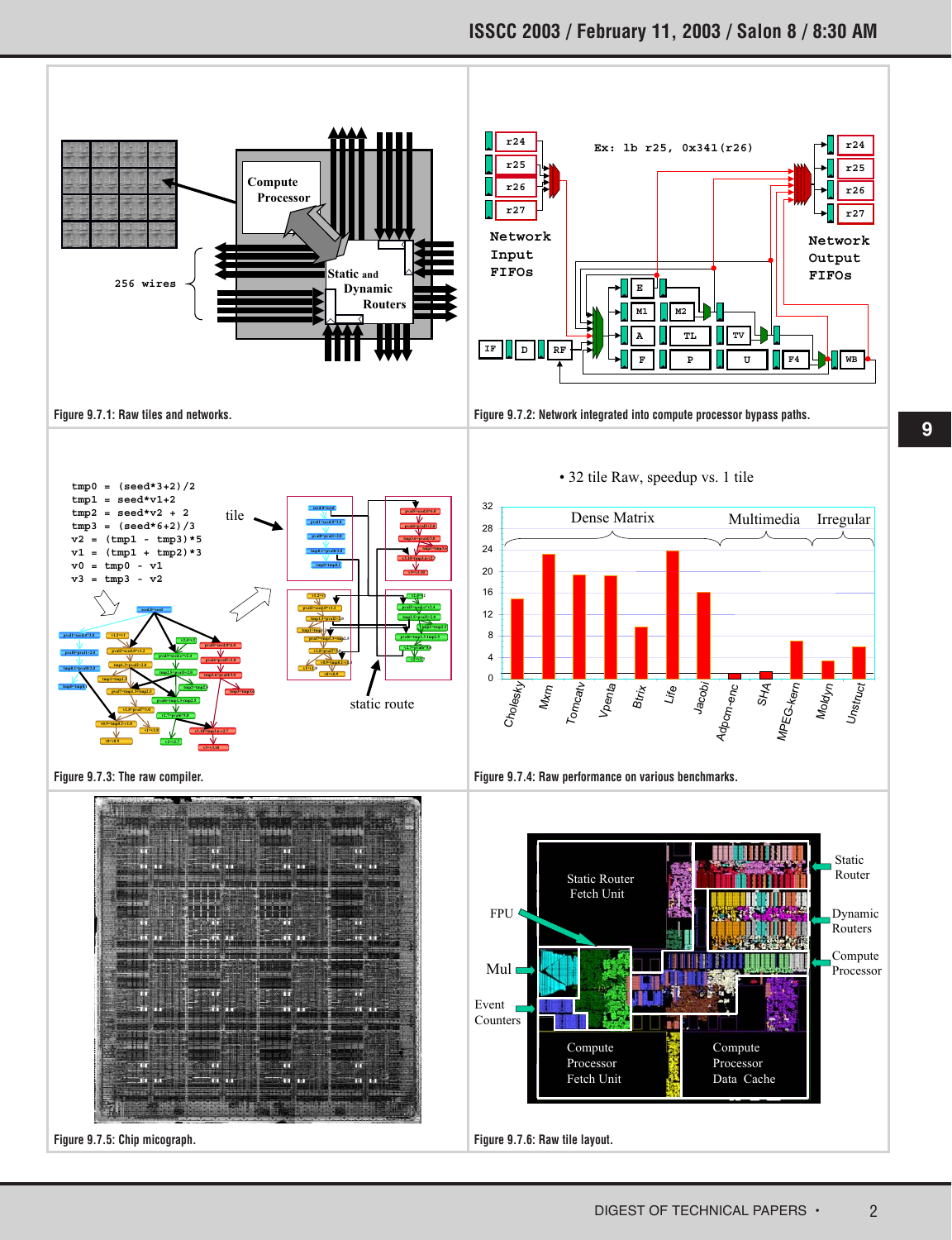Compute Processor

256 wires

Static and Dynamic Routers

Figure 9.7.1: Raw tiles and networks.

Ex: lb r25, 0x341(r26)

r24
r25
r26
r27

Network Input FIFOs

Network Output FIFOs

IF D RF E M1 M2 A TL TV F P U F4 WB

Figure 9.7.2: Network integrated into compute processor bypass paths.

```
tmp0 = (seed*3+2)/2
tmp1 = seed*v1+2
tmp2 = seed*v2 + 2
tmp3 = (seed*6+2)/3
v2 = (tmp1 - tmp3)*5
v1 = (tmp1 + tmp2)*3
v0 = tmp0 - v1
v3 = tmp3 - v2
```

tile

static route

Figure 9.7.3: The raw compiler.

• 32 tile Raw, speedup vs. 1 tile

Dense Matrix
Multimedia
Irregular

32
28
24
20
16
12
8
4
0

Cholesky
Mxm
Tomcatv
Vpenta
Btrix
Life
Jacobi
Adpcm-enc
SHA
MPEG-kern
Moldyn
Unstruct

Figure 9.7.4: Raw performance on various benchmarks.

Figure 9.7.5: Chip micrograph.

Static Router Fetch Unit

FPU

Mul

Event Counters

Compute Processor Fetch Unit

Compute Processor Data Cache

Static Router

Dynamic Routers

Compute Processor

Figure 9.7.6: Raw tile layout.